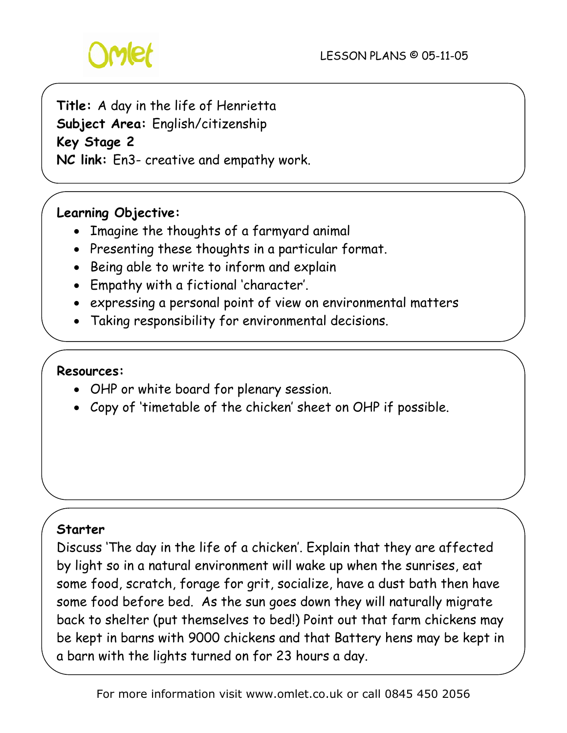**Title:** A day in the life of Henrietta
**Subject Area:** English/citizenship
**Key Stage 2**
**NC link:** En3- creative and empathy work.

**Learning Objective:**

- Imagine the thoughts of a farmyard animal
- Presenting these thoughts in a particular format.
- Being able to write to inform and explain
- Empathy with a fictional 'character'.
- expressing a personal point of view on environmental matters
- Taking responsibility for environmental decisions.

**Resources:**

- OHP or white board for plenary session.
- Copy of 'timetable of the chicken' sheet on OHP if possible.

**Starter**

Discuss 'The day in the life of a chicken'. Explain that they are affected by light so in a natural environment will wake up when the sunrises, eat some food, scratch, forage for grit, socialize, have a dust bath then have some food before bed. As the sun goes down they will naturally migrate back to shelter (put themselves to bed!) Point out that farm chickens may be kept in barns with 9000 chickens and that Battery hens may be kept in a barn with the lights turned on for 23 hours a day.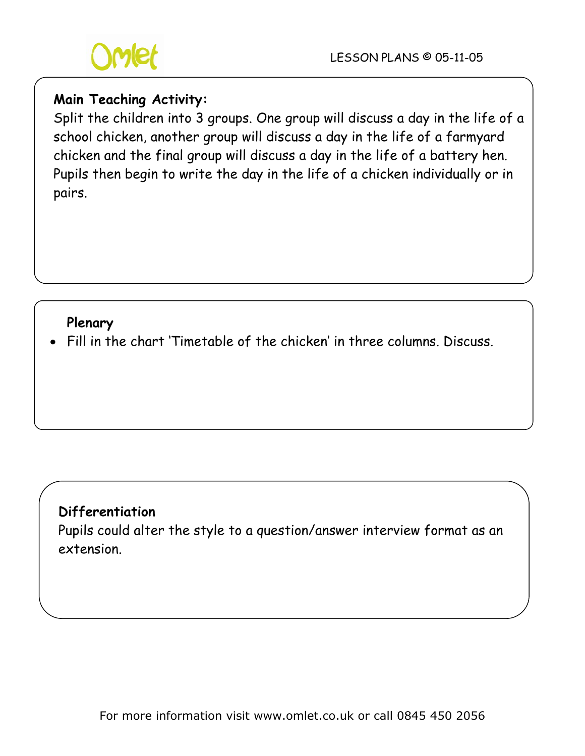**Main Teaching Activity:**

Split the children into 3 groups. One group will discuss a day in the life of a school chicken, another group will discuss a day in the life of a farmyard chicken and the final group will discuss a day in the life of a battery hen. Pupils then begin to write the day in the life of a chicken individually or in pairs.

**Plenary**

- Fill in the chart 'Timetable of the chicken' in three columns. Discuss.

**Differentiation**

Pupils could alter the style to a question/answer interview format as an extension.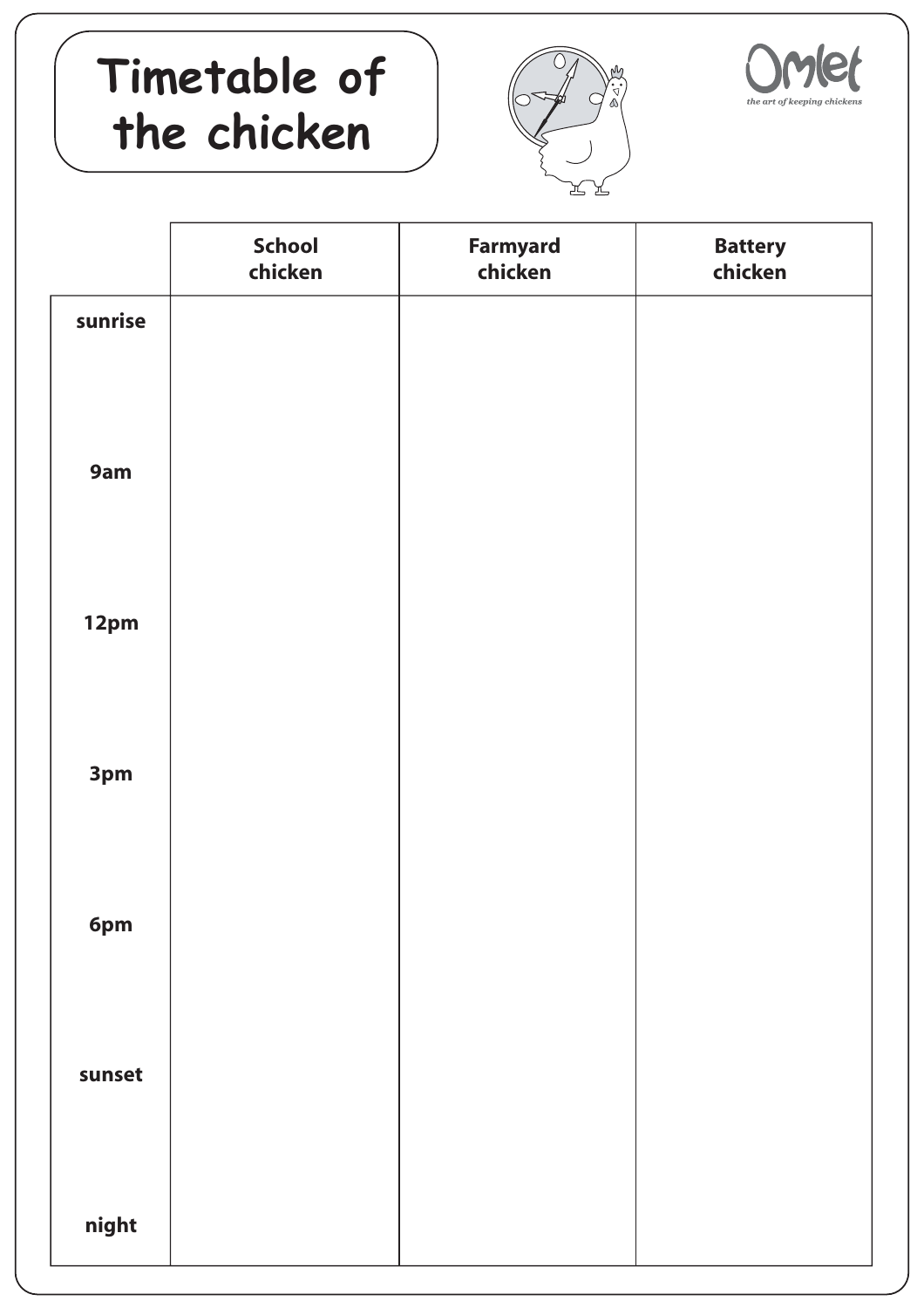# Timetable of the chicken

Omlet
*the art of keeping chickens*

| | School chicken | Farmyard chicken | Battery chicken |
|---|---|---|---|
| sunrise | | | |
| 9am | | | |
| 12pm | | | |
| 3pm | | | |
| 6pm | | | |
| sunset | | | |
| night | | | |